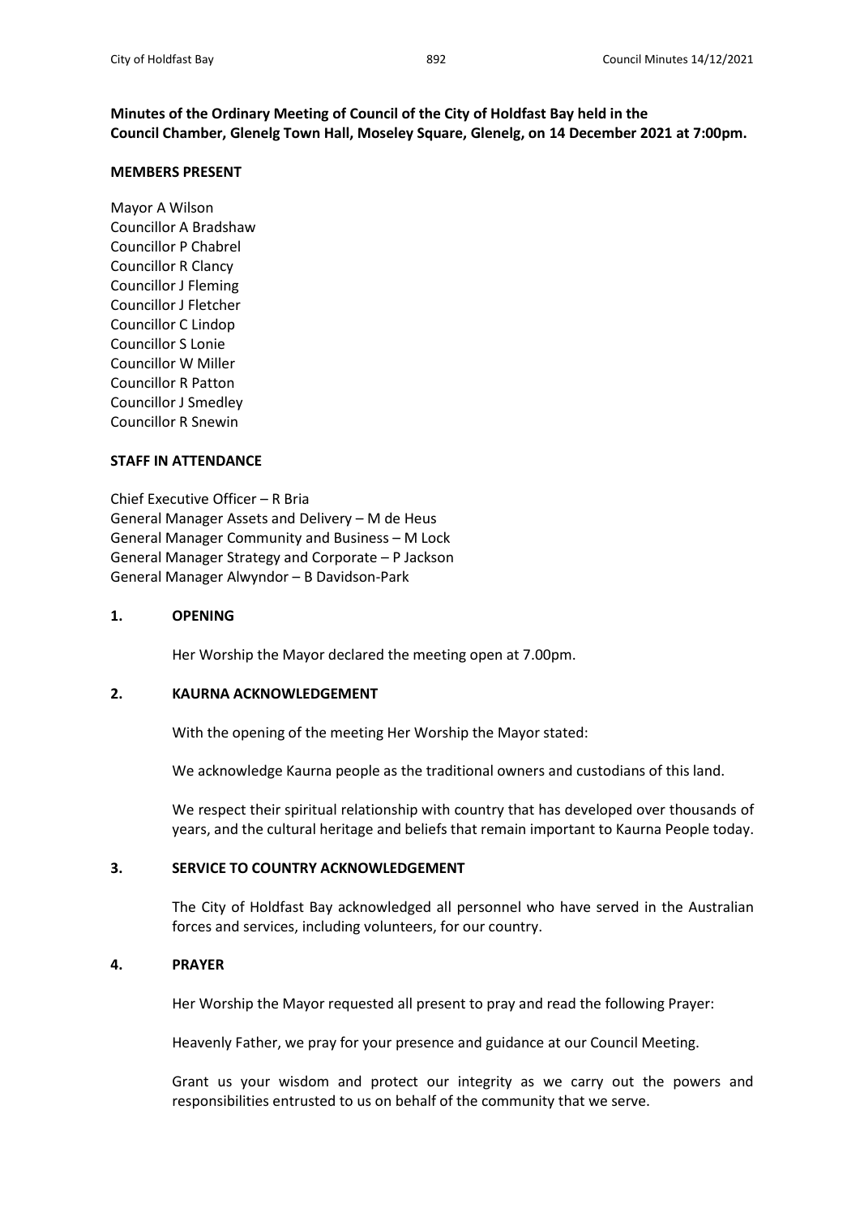**Minutes of the Ordinary Meeting of Council of the City of Holdfast Bay held in the Council Chamber, Glenelg Town Hall, Moseley Square, Glenelg, on 14 December 2021 at 7:00pm.**

**MEMBERS PRESENT**

Mayor A Wilson
Councillor A Bradshaw
Councillor P Chabrel
Councillor R Clancy
Councillor J Fleming
Councillor J Fletcher
Councillor C Lindop
Councillor S Lonie
Councillor W Miller
Councillor R Patton
Councillor J Smedley
Councillor R Snewin

**STAFF IN ATTENDANCE**

Chief Executive Officer – R Bria
General Manager Assets and Delivery – M de Heus
General Manager Community and Business – M Lock
General Manager Strategy and Corporate – P Jackson
General Manager Alwyndor – B Davidson-Park

**1. OPENING**

Her Worship the Mayor declared the meeting open at 7.00pm.

**2. KAURNA ACKNOWLEDGEMENT**

With the opening of the meeting Her Worship the Mayor stated:

We acknowledge Kaurna people as the traditional owners and custodians of this land.

We respect their spiritual relationship with country that has developed over thousands of years, and the cultural heritage and beliefs that remain important to Kaurna People today.

**3. SERVICE TO COUNTRY ACKNOWLEDGEMENT**

The City of Holdfast Bay acknowledged all personnel who have served in the Australian forces and services, including volunteers, for our country.

**4. PRAYER**

Her Worship the Mayor requested all present to pray and read the following Prayer:

Heavenly Father, we pray for your presence and guidance at our Council Meeting.

Grant us your wisdom and protect our integrity as we carry out the powers and responsibilities entrusted to us on behalf of the community that we serve.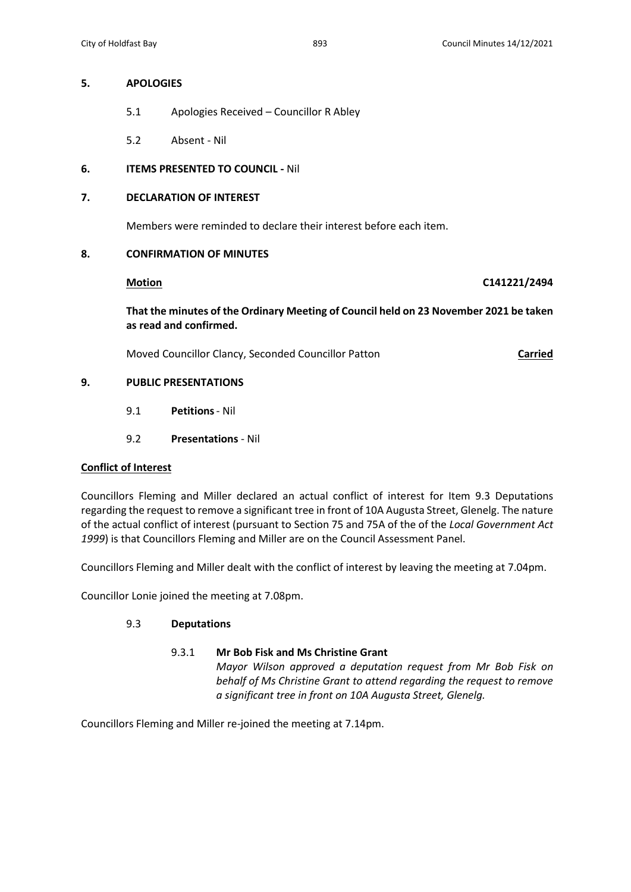## 5. APOLOGIES

5.1 Apologies Received – Councillor R Abley

5.2 Absent - Nil

## 6. ITEMS PRESENTED TO COUNCIL - Nil

## 7. DECLARATION OF INTEREST

Members were reminded to declare their interest before each item.

## 8. CONFIRMATION OF MINUTES

**Motion** **C141221/2494**

**That the minutes of the Ordinary Meeting of Council held on 23 November 2021 be taken as read and confirmed.**

Moved Councillor Clancy, Seconded Councillor Patton **Carried**

## 9. PUBLIC PRESENTATIONS

9.1 **Petitions** - Nil

9.2 **Presentations** - Nil

**Conflict of Interest**

Councillors Fleming and Miller declared an actual conflict of interest for Item 9.3 Deputations regarding the request to remove a significant tree in front of 10A Augusta Street, Glenelg. The nature of the actual conflict of interest (pursuant to Section 75 and 75A of the of the *Local Government Act 1999*) is that Councillors Fleming and Miller are on the Council Assessment Panel.

Councillors Fleming and Miller dealt with the conflict of interest by leaving the meeting at 7.04pm.

Councillor Lonie joined the meeting at 7.08pm.

9.3 **Deputations**

9.3.1 **Mr Bob Fisk and Ms Christine Grant**

*Mayor Wilson approved a deputation request from Mr Bob Fisk on behalf of Ms Christine Grant to attend regarding the request to remove a significant tree in front on 10A Augusta Street, Glenelg.*

Councillors Fleming and Miller re-joined the meeting at 7.14pm.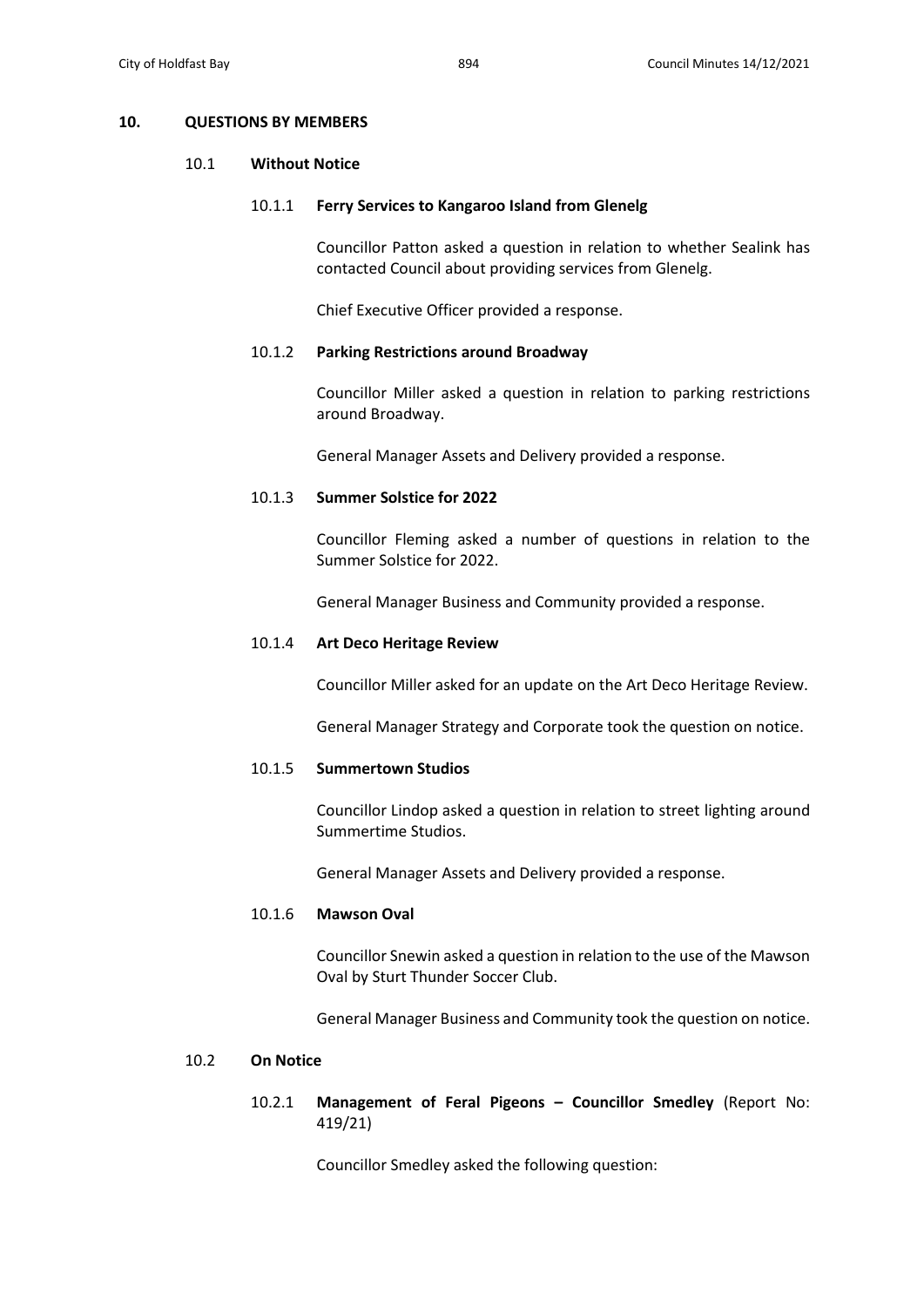## 10. QUESTIONS BY MEMBERS

### 10.1 Without Notice

#### 10.1.1 Ferry Services to Kangaroo Island from Glenelg

Councillor Patton asked a question in relation to whether Sealink has contacted Council about providing services from Glenelg.

Chief Executive Officer provided a response.

#### 10.1.2 Parking Restrictions around Broadway

Councillor Miller asked a question in relation to parking restrictions around Broadway.

General Manager Assets and Delivery provided a response.

#### 10.1.3 Summer Solstice for 2022

Councillor Fleming asked a number of questions in relation to the Summer Solstice for 2022.

General Manager Business and Community provided a response.

#### 10.1.4 Art Deco Heritage Review

Councillor Miller asked for an update on the Art Deco Heritage Review.

General Manager Strategy and Corporate took the question on notice.

#### 10.1.5 Summertown Studios

Councillor Lindop asked a question in relation to street lighting around Summertime Studios.

General Manager Assets and Delivery provided a response.

#### 10.1.6 Mawson Oval

Councillor Snewin asked a question in relation to the use of the Mawson Oval by Sturt Thunder Soccer Club.

General Manager Business and Community took the question on notice.

### 10.2 On Notice

#### 10.2.1 Management of Feral Pigeons – Councillor Smedley (Report No: 419/21)

Councillor Smedley asked the following question: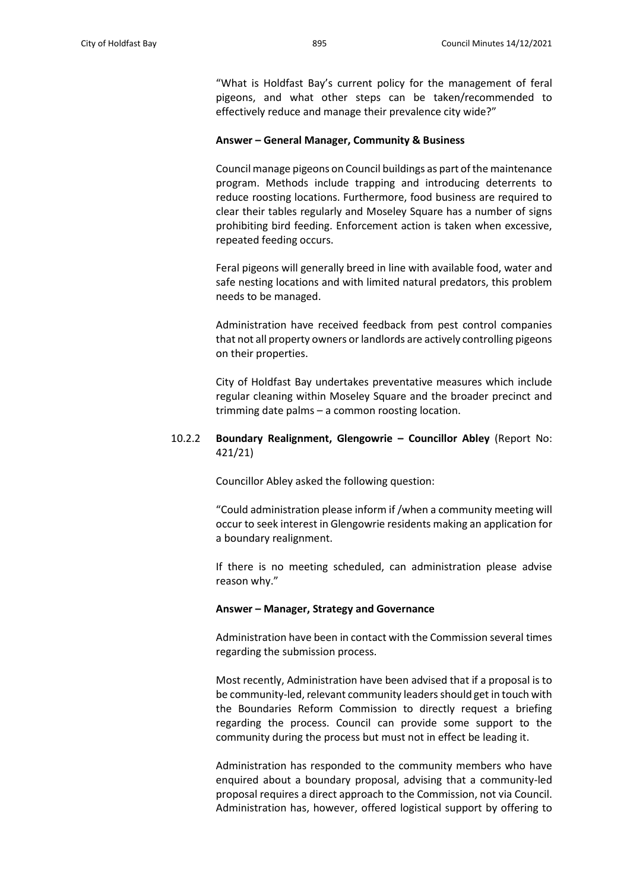"What is Holdfast Bay's current policy for the management of feral pigeons, and what other steps can be taken/recommended to effectively reduce and manage their prevalence city wide?"

**Answer – General Manager, Community & Business**

Council manage pigeons on Council buildings as part of the maintenance program. Methods include trapping and introducing deterrents to reduce roosting locations. Furthermore, food business are required to clear their tables regularly and Moseley Square has a number of signs prohibiting bird feeding. Enforcement action is taken when excessive, repeated feeding occurs.

Feral pigeons will generally breed in line with available food, water and safe nesting locations and with limited natural predators, this problem needs to be managed.

Administration have received feedback from pest control companies that not all property owners or landlords are actively controlling pigeons on their properties.

City of Holdfast Bay undertakes preventative measures which include regular cleaning within Moseley Square and the broader precinct and trimming date palms – a common roosting location.

10.2.2 **Boundary Realignment, Glengowrie – Councillor Abley** (Report No: 421/21)

Councillor Abley asked the following question:

"Could administration please inform if /when a community meeting will occur to seek interest in Glengowrie residents making an application for a boundary realignment.

If there is no meeting scheduled, can administration please advise reason why."

**Answer – Manager, Strategy and Governance**

Administration have been in contact with the Commission several times regarding the submission process.

Most recently, Administration have been advised that if a proposal is to be community-led, relevant community leaders should get in touch with the Boundaries Reform Commission to directly request a briefing regarding the process. Council can provide some support to the community during the process but must not in effect be leading it.

Administration has responded to the community members who have enquired about a boundary proposal, advising that a community-led proposal requires a direct approach to the Commission, not via Council. Administration has, however, offered logistical support by offering to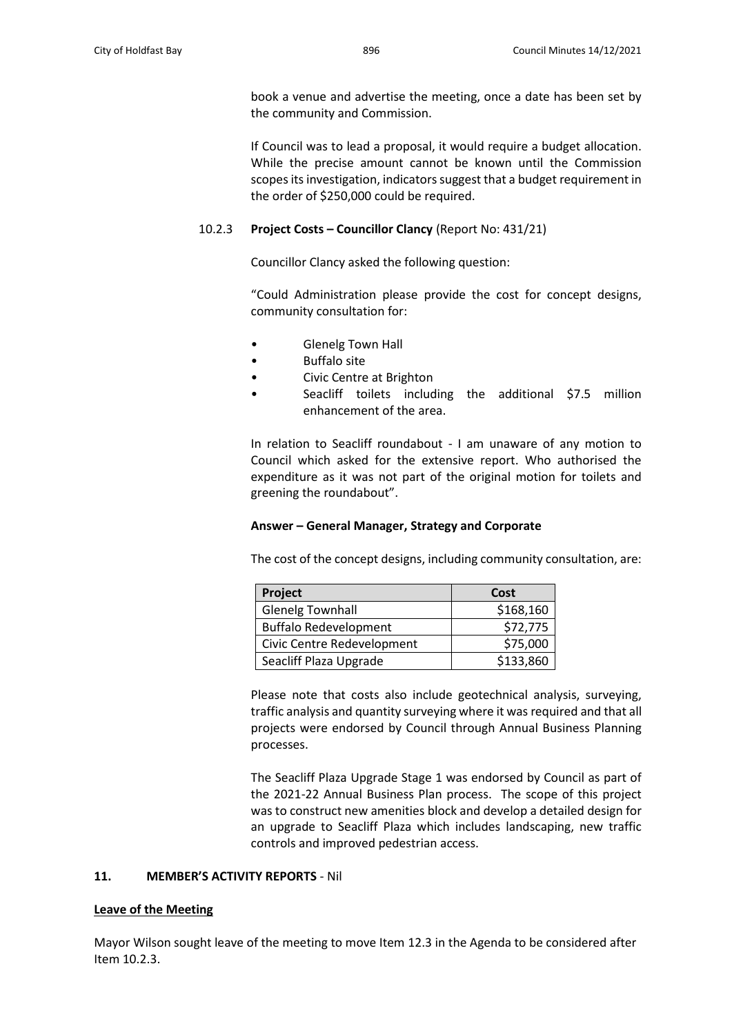book a venue and advertise the meeting, once a date has been set by the community and Commission.

If Council was to lead a proposal, it would require a budget allocation. While the precise amount cannot be known until the Commission scopes its investigation, indicators suggest that a budget requirement in the order of $250,000 could be required.

10.2.3 **Project Costs – Councillor Clancy** (Report No: 431/21)

Councillor Clancy asked the following question:

"Could Administration please provide the cost for concept designs, community consultation for:

- Glenelg Town Hall
- Buffalo site
- Civic Centre at Brighton
- Seacliff toilets including the additional $7.5 million enhancement of the area.

In relation to Seacliff roundabout - I am unaware of any motion to Council which asked for the extensive report. Who authorised the expenditure as it was not part of the original motion for toilets and greening the roundabout".

**Answer – General Manager, Strategy and Corporate**

The cost of the concept designs, including community consultation, are:

| Project | Cost |
|---|---:|
| Glenelg Townhall | $168,160 |
| Buffalo Redevelopment | $72,775 |
| Civic Centre Redevelopment | $75,000 |
| Seacliff Plaza Upgrade | $133,860 |

Please note that costs also include geotechnical analysis, surveying, traffic analysis and quantity surveying where it was required and that all projects were endorsed by Council through Annual Business Planning processes.

The Seacliff Plaza Upgrade Stage 1 was endorsed by Council as part of the 2021-22 Annual Business Plan process. The scope of this project was to construct new amenities block and develop a detailed design for an upgrade to Seacliff Plaza which includes landscaping, new traffic controls and improved pedestrian access.

## 11. MEMBER'S ACTIVITY REPORTS - Nil

**Leave of the Meeting**

Mayor Wilson sought leave of the meeting to move Item 12.3 in the Agenda to be considered after Item 10.2.3.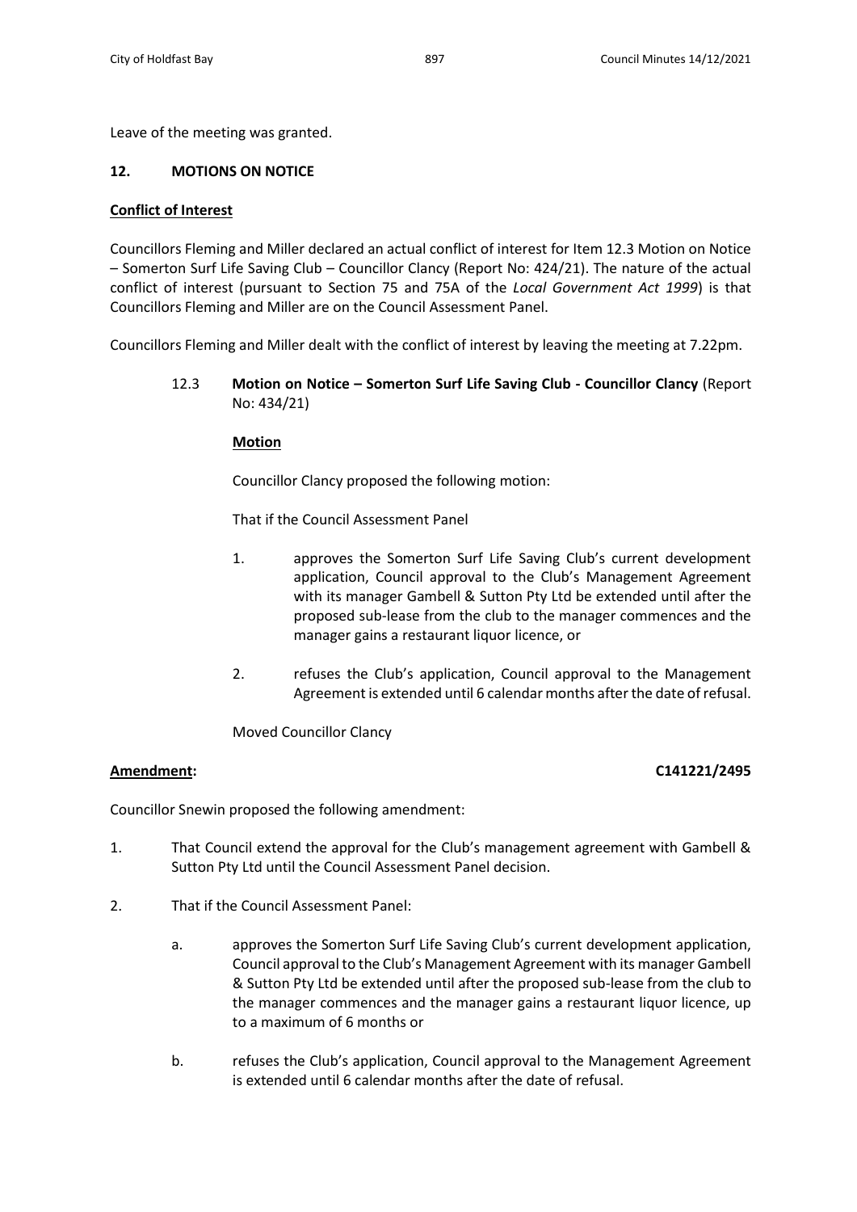Leave of the meeting was granted.

## 12. MOTIONS ON NOTICE

**Conflict of Interest**

Councillors Fleming and Miller declared an actual conflict of interest for Item 12.3 Motion on Notice – Somerton Surf Life Saving Club – Councillor Clancy (Report No: 424/21). The nature of the actual conflict of interest (pursuant to Section 75 and 75A of the *Local Government Act 1999*) is that Councillors Fleming and Miller are on the Council Assessment Panel.

Councillors Fleming and Miller dealt with the conflict of interest by leaving the meeting at 7.22pm.

### 12.3 **Motion on Notice – Somerton Surf Life Saving Club - Councillor Clancy** (Report No: 434/21)

**Motion**

Councillor Clancy proposed the following motion:

That if the Council Assessment Panel

1. approves the Somerton Surf Life Saving Club's current development application, Council approval to the Club's Management Agreement with its manager Gambell & Sutton Pty Ltd be extended until after the proposed sub-lease from the club to the manager commences and the manager gains a restaurant liquor licence, or
2. refuses the Club's application, Council approval to the Management Agreement is extended until 6 calendar months after the date of refusal.

Moved Councillor Clancy

**Amendment:** **C141221/2495**

Councillor Snewin proposed the following amendment:

1. That Council extend the approval for the Club's management agreement with Gambell & Sutton Pty Ltd until the Council Assessment Panel decision.
2. That if the Council Assessment Panel:
   a. approves the Somerton Surf Life Saving Club's current development application, Council approval to the Club's Management Agreement with its manager Gambell & Sutton Pty Ltd be extended until after the proposed sub-lease from the club to the manager commences and the manager gains a restaurant liquor licence, up to a maximum of 6 months or
   b. refuses the Club's application, Council approval to the Management Agreement is extended until 6 calendar months after the date of refusal.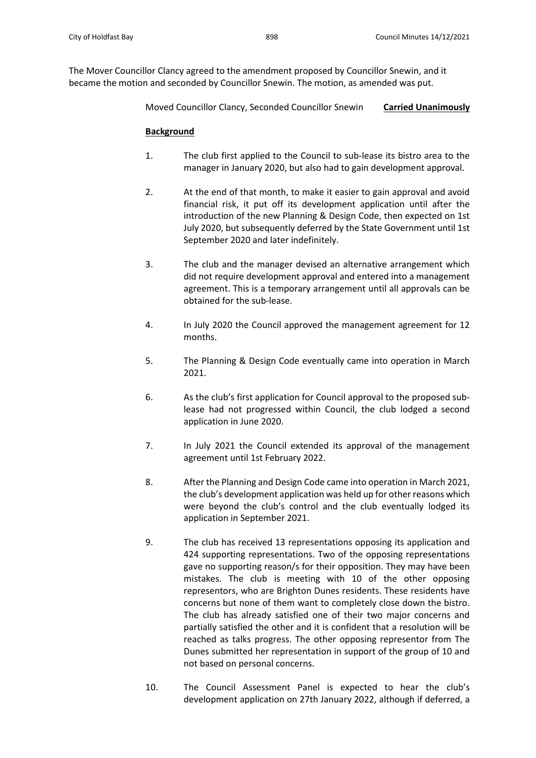The Mover Councillor Clancy agreed to the amendment proposed by Councillor Snewin, and it became the motion and seconded by Councillor Snewin. The motion, as amended was put.

Moved Councillor Clancy, Seconded Councillor Snewin **Carried Unanimously**

**Background**

1. The club first applied to the Council to sub-lease its bistro area to the manager in January 2020, but also had to gain development approval.

2. At the end of that month, to make it easier to gain approval and avoid financial risk, it put off its development application until after the introduction of the new Planning & Design Code, then expected on 1st July 2020, but subsequently deferred by the State Government until 1st September 2020 and later indefinitely.

3. The club and the manager devised an alternative arrangement which did not require development approval and entered into a management agreement. This is a temporary arrangement until all approvals can be obtained for the sub-lease.

4. In July 2020 the Council approved the management agreement for 12 months.

5. The Planning & Design Code eventually came into operation in March 2021.

6. As the club's first application for Council approval to the proposed sub-lease had not progressed within Council, the club lodged a second application in June 2020.

7. In July 2021 the Council extended its approval of the management agreement until 1st February 2022.

8. After the Planning and Design Code came into operation in March 2021, the club's development application was held up for other reasons which were beyond the club's control and the club eventually lodged its application in September 2021.

9. The club has received 13 representations opposing its application and 424 supporting representations. Two of the opposing representations gave no supporting reason/s for their opposition. They may have been mistakes. The club is meeting with 10 of the other opposing representors, who are Brighton Dunes residents. These residents have concerns but none of them want to completely close down the bistro. The club has already satisfied one of their two major concerns and partially satisfied the other and it is confident that a resolution will be reached as talks progress. The other opposing representor from The Dunes submitted her representation in support of the group of 10 and not based on personal concerns.

10. The Council Assessment Panel is expected to hear the club's development application on 27th January 2022, although if deferred, a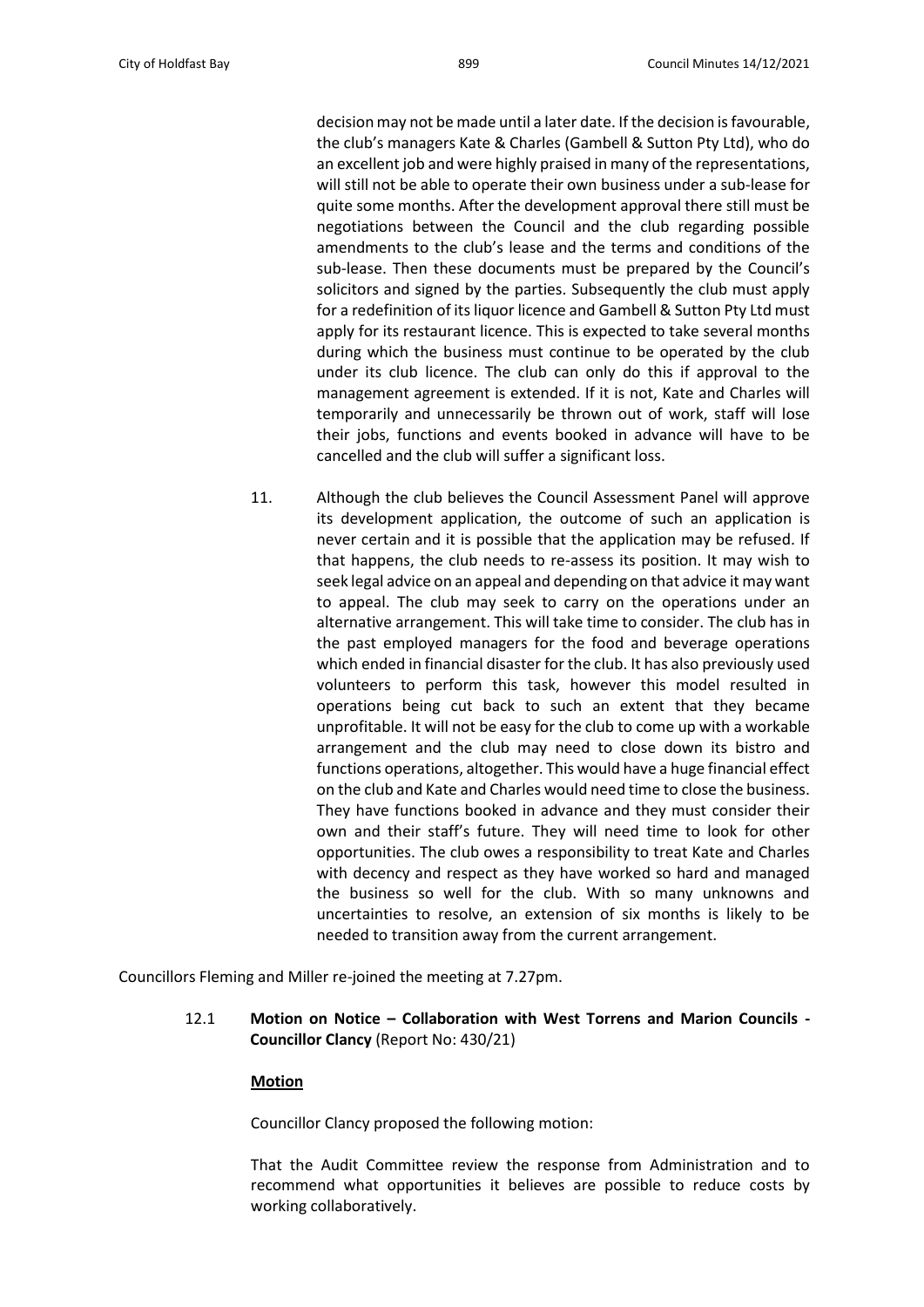decision may not be made until a later date. If the decision is favourable, the club's managers Kate & Charles (Gambell & Sutton Pty Ltd), who do an excellent job and were highly praised in many of the representations, will still not be able to operate their own business under a sub-lease for quite some months. After the development approval there still must be negotiations between the Council and the club regarding possible amendments to the club's lease and the terms and conditions of the sub-lease. Then these documents must be prepared by the Council's solicitors and signed by the parties. Subsequently the club must apply for a redefinition of its liquor licence and Gambell & Sutton Pty Ltd must apply for its restaurant licence. This is expected to take several months during which the business must continue to be operated by the club under its club licence. The club can only do this if approval to the management agreement is extended. If it is not, Kate and Charles will temporarily and unnecessarily be thrown out of work, staff will lose their jobs, functions and events booked in advance will have to be cancelled and the club will suffer a significant loss.

11. Although the club believes the Council Assessment Panel will approve its development application, the outcome of such an application is never certain and it is possible that the application may be refused. If that happens, the club needs to re-assess its position. It may wish to seek legal advice on an appeal and depending on that advice it may want to appeal. The club may seek to carry on the operations under an alternative arrangement. This will take time to consider. The club has in the past employed managers for the food and beverage operations which ended in financial disaster for the club. It has also previously used volunteers to perform this task, however this model resulted in operations being cut back to such an extent that they became unprofitable. It will not be easy for the club to come up with a workable arrangement and the club may need to close down its bistro and functions operations, altogether. This would have a huge financial effect on the club and Kate and Charles would need time to close the business. They have functions booked in advance and they must consider their own and their staff's future. They will need time to look for other opportunities. The club owes a responsibility to treat Kate and Charles with decency and respect as they have worked so hard and managed the business so well for the club. With so many unknowns and uncertainties to resolve, an extension of six months is likely to be needed to transition away from the current arrangement.

Councillors Fleming and Miller re-joined the meeting at 7.27pm.

12.1 **Motion on Notice – Collaboration with West Torrens and Marion Councils - Councillor Clancy** (Report No: 430/21)

**Motion**

Councillor Clancy proposed the following motion:

That the Audit Committee review the response from Administration and to recommend what opportunities it believes are possible to reduce costs by working collaboratively.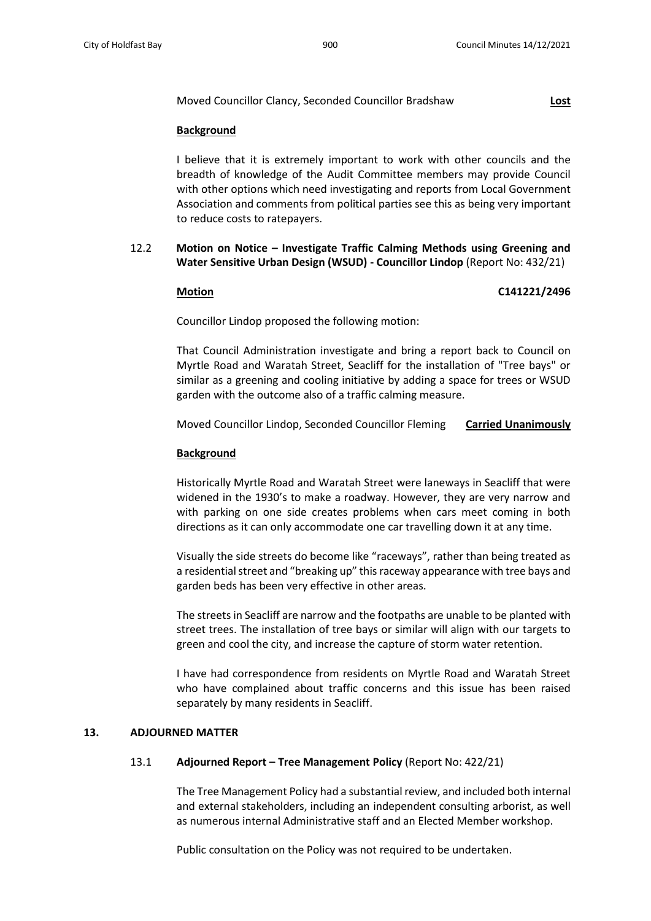Moved Councillor Clancy, Seconded Councillor Bradshaw **Lost**

**Background**

I believe that it is extremely important to work with other councils and the breadth of knowledge of the Audit Committee members may provide Council with other options which need investigating and reports from Local Government Association and comments from political parties see this as being very important to reduce costs to ratepayers.

12.2 **Motion on Notice – Investigate Traffic Calming Methods using Greening and Water Sensitive Urban Design (WSUD) - Councillor Lindop** (Report No: 432/21)

**Motion** **C141221/2496**

Councillor Lindop proposed the following motion:

That Council Administration investigate and bring a report back to Council on Myrtle Road and Waratah Street, Seacliff for the installation of "Tree bays" or similar as a greening and cooling initiative by adding a space for trees or WSUD garden with the outcome also of a traffic calming measure.

Moved Councillor Lindop, Seconded Councillor Fleming **Carried Unanimously**

**Background**

Historically Myrtle Road and Waratah Street were laneways in Seacliff that were widened in the 1930's to make a roadway. However, they are very narrow and with parking on one side creates problems when cars meet coming in both directions as it can only accommodate one car travelling down it at any time.

Visually the side streets do become like "raceways", rather than being treated as a residential street and "breaking up" this raceway appearance with tree bays and garden beds has been very effective in other areas.

The streets in Seacliff are narrow and the footpaths are unable to be planted with street trees. The installation of tree bays or similar will align with our targets to green and cool the city, and increase the capture of storm water retention.

I have had correspondence from residents on Myrtle Road and Waratah Street who have complained about traffic concerns and this issue has been raised separately by many residents in Seacliff.

## 13. ADJOURNED MATTER

13.1 **Adjourned Report – Tree Management Policy** (Report No: 422/21)

The Tree Management Policy had a substantial review, and included both internal and external stakeholders, including an independent consulting arborist, as well as numerous internal Administrative staff and an Elected Member workshop.

Public consultation on the Policy was not required to be undertaken.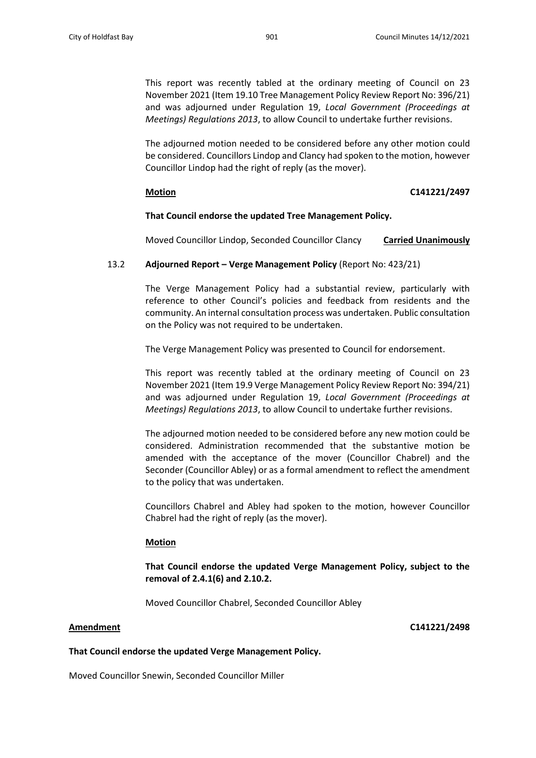This report was recently tabled at the ordinary meeting of Council on 23 November 2021 (Item 19.10 Tree Management Policy Review Report No: 396/21) and was adjourned under Regulation 19, *Local Government (Proceedings at Meetings) Regulations 2013*, to allow Council to undertake further revisions.

The adjourned motion needed to be considered before any other motion could be considered. Councillors Lindop and Clancy had spoken to the motion, however Councillor Lindop had the right of reply (as the mover).

**Motion** **C141221/2497**

**That Council endorse the updated Tree Management Policy.**

Moved Councillor Lindop, Seconded Councillor Clancy **Carried Unanimously**

13.2 **Adjourned Report – Verge Management Policy** (Report No: 423/21)

The Verge Management Policy had a substantial review, particularly with reference to other Council's policies and feedback from residents and the community. An internal consultation process was undertaken. Public consultation on the Policy was not required to be undertaken.

The Verge Management Policy was presented to Council for endorsement.

This report was recently tabled at the ordinary meeting of Council on 23 November 2021 (Item 19.9 Verge Management Policy Review Report No: 394/21) and was adjourned under Regulation 19, *Local Government (Proceedings at Meetings) Regulations 2013*, to allow Council to undertake further revisions.

The adjourned motion needed to be considered before any new motion could be considered. Administration recommended that the substantive motion be amended with the acceptance of the mover (Councillor Chabrel) and the Seconder (Councillor Abley) or as a formal amendment to reflect the amendment to the policy that was undertaken.

Councillors Chabrel and Abley had spoken to the motion, however Councillor Chabrel had the right of reply (as the mover).

**Motion**

**That Council endorse the updated Verge Management Policy, subject to the removal of 2.4.1(6) and 2.10.2.**

Moved Councillor Chabrel, Seconded Councillor Abley

**Amendment** **C141221/2498**

**That Council endorse the updated Verge Management Policy.**

Moved Councillor Snewin, Seconded Councillor Miller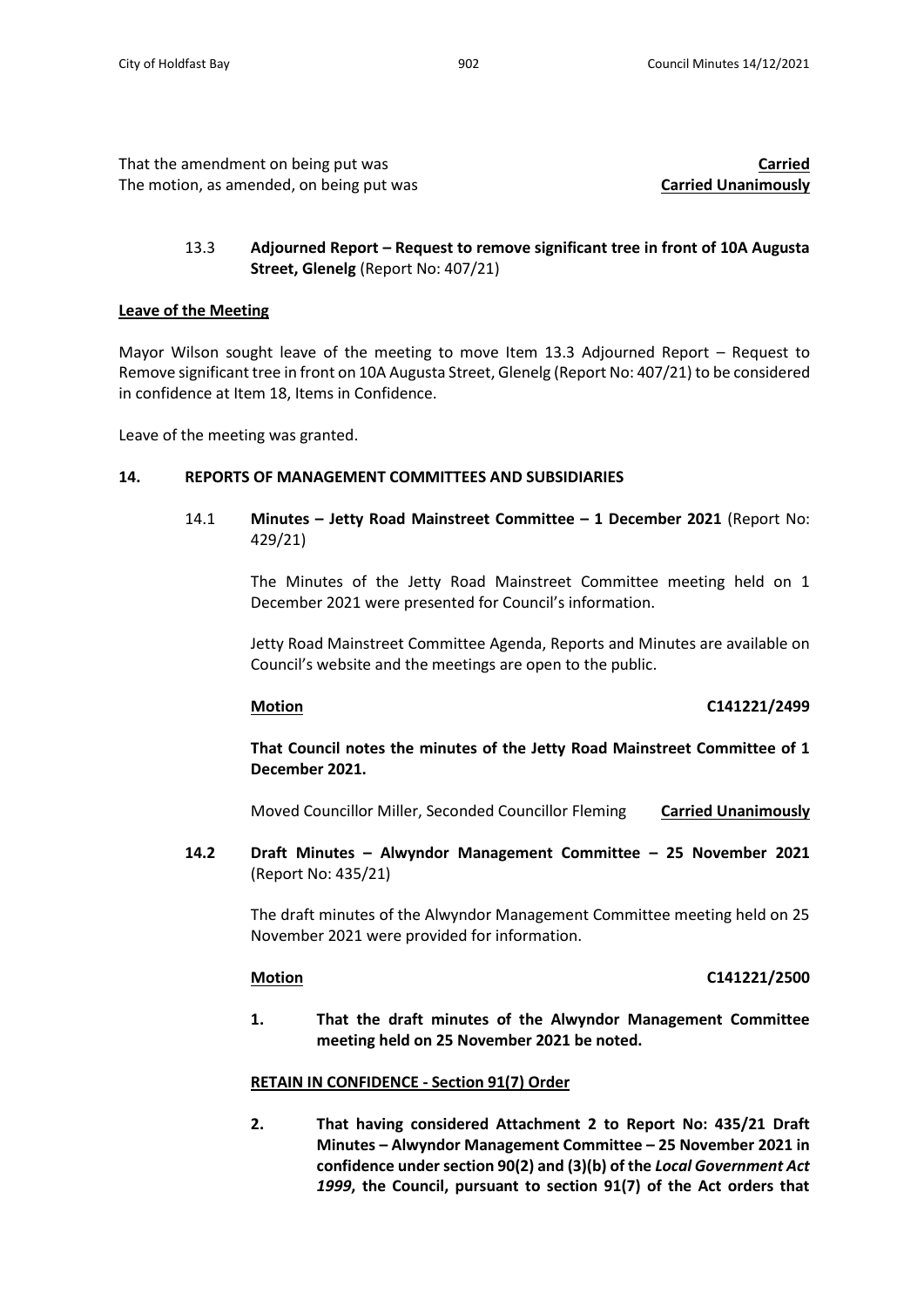That the amendment on being put was **Carried**
The motion, as amended, on being put was **Carried Unanimously**

13.3 **Adjourned Report – Request to remove significant tree in front of 10A Augusta Street, Glenelg** (Report No: 407/21)

**Leave of the Meeting**

Mayor Wilson sought leave of the meeting to move Item 13.3 Adjourned Report – Request to Remove significant tree in front on 10A Augusta Street, Glenelg (Report No: 407/21) to be considered in confidence at Item 18, Items in Confidence.

Leave of the meeting was granted.

## 14. REPORTS OF MANAGEMENT COMMITTEES AND SUBSIDIARIES

14.1 **Minutes – Jetty Road Mainstreet Committee – 1 December 2021** (Report No: 429/21)

The Minutes of the Jetty Road Mainstreet Committee meeting held on 1 December 2021 were presented for Council's information.

Jetty Road Mainstreet Committee Agenda, Reports and Minutes are available on Council's website and the meetings are open to the public.

**Motion** **C141221/2499**

**That Council notes the minutes of the Jetty Road Mainstreet Committee of 1 December 2021.**

Moved Councillor Miller, Seconded Councillor Fleming **Carried Unanimously**

**14.2 Draft Minutes – Alwyndor Management Committee – 25 November 2021** (Report No: 435/21)

The draft minutes of the Alwyndor Management Committee meeting held on 25 November 2021 were provided for information.

**Motion** **C141221/2500**

1. **That the draft minutes of the Alwyndor Management Committee meeting held on 25 November 2021 be noted.**

**RETAIN IN CONFIDENCE - Section 91(7) Order**

2. **That having considered Attachment 2 to Report No: 435/21 Draft Minutes – Alwyndor Management Committee – 25 November 2021 in confidence under section 90(2) and (3)(b) of the *Local Government Act 1999*, the Council, pursuant to section 91(7) of the Act orders that**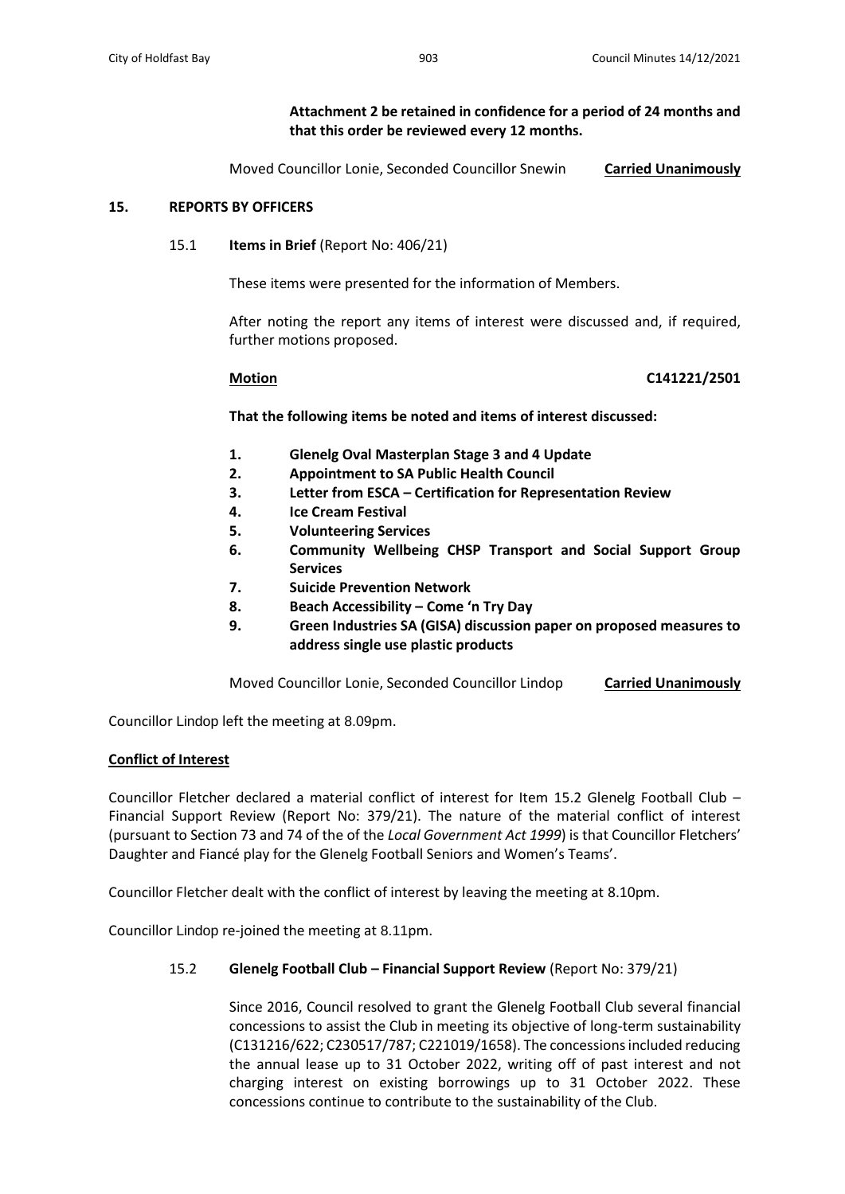**Attachment 2 be retained in confidence for a period of 24 months and that this order be reviewed every 12 months.**

Moved Councillor Lonie, Seconded Councillor Snewin **Carried Unanimously**

## 15. REPORTS BY OFFICERS

### 15.1 **Items in Brief** (Report No: 406/21)

These items were presented for the information of Members.

After noting the report any items of interest were discussed and, if required, further motions proposed.

**Motion** **C141221/2501**

**That the following items be noted and items of interest discussed:**

1. **Glenelg Oval Masterplan Stage 3 and 4 Update**
2. **Appointment to SA Public Health Council**
3. **Letter from ESCA – Certification for Representation Review**
4. **Ice Cream Festival**
5. **Volunteering Services**
6. **Community Wellbeing CHSP Transport and Social Support Group Services**
7. **Suicide Prevention Network**
8. **Beach Accessibility – Come 'n Try Day**
9. **Green Industries SA (GISA) discussion paper on proposed measures to address single use plastic products**

Moved Councillor Lonie, Seconded Councillor Lindop **Carried Unanimously**

Councillor Lindop left the meeting at 8.09pm.

**Conflict of Interest**

Councillor Fletcher declared a material conflict of interest for Item 15.2 Glenelg Football Club – Financial Support Review (Report No: 379/21). The nature of the material conflict of interest (pursuant to Section 73 and 74 of the of the *Local Government Act 1999*) is that Councillor Fletchers' Daughter and Fiancé play for the Glenelg Football Seniors and Women's Teams'.

Councillor Fletcher dealt with the conflict of interest by leaving the meeting at 8.10pm.

Councillor Lindop re-joined the meeting at 8.11pm.

### 15.2 **Glenelg Football Club – Financial Support Review** (Report No: 379/21)

Since 2016, Council resolved to grant the Glenelg Football Club several financial concessions to assist the Club in meeting its objective of long-term sustainability (C131216/622; C230517/787; C221019/1658). The concessions included reducing the annual lease up to 31 October 2022, writing off of past interest and not charging interest on existing borrowings up to 31 October 2022. These concessions continue to contribute to the sustainability of the Club.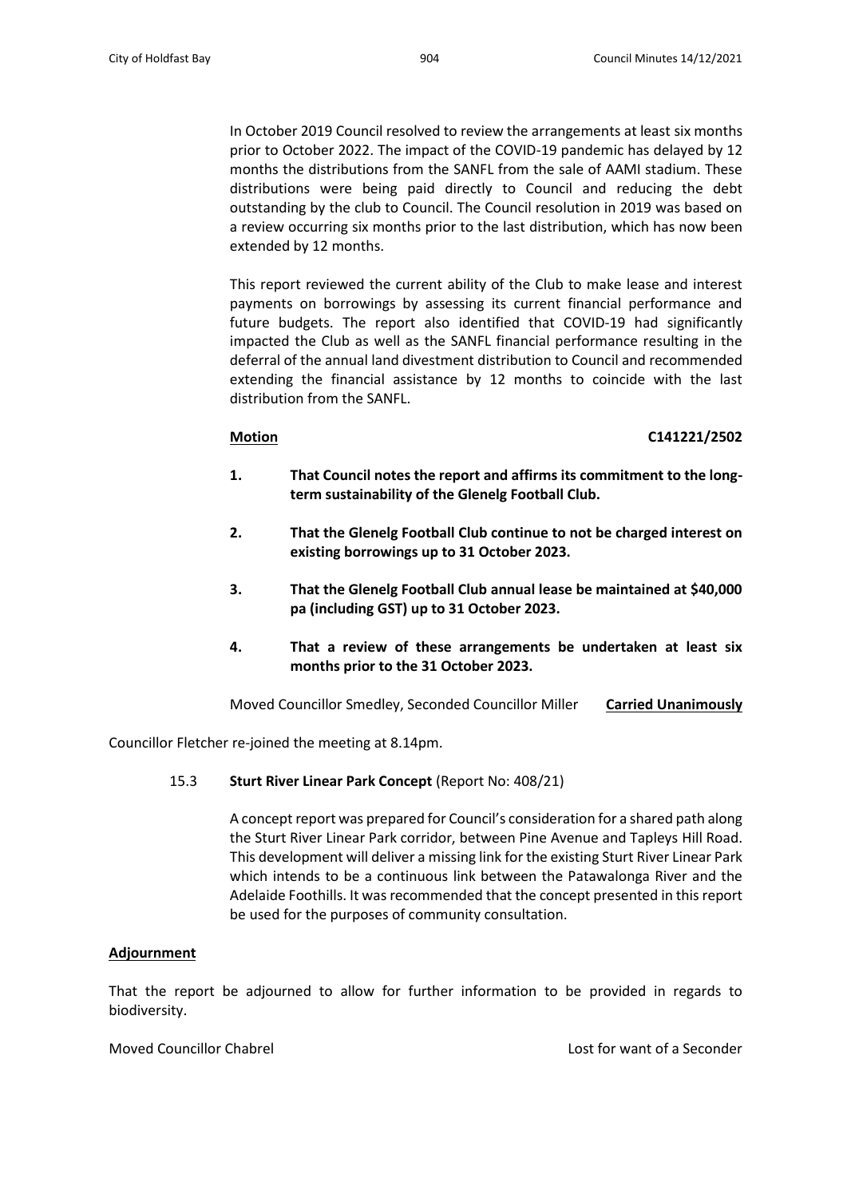In October 2019 Council resolved to review the arrangements at least six months prior to October 2022. The impact of the COVID-19 pandemic has delayed by 12 months the distributions from the SANFL from the sale of AAMI stadium. These distributions were being paid directly to Council and reducing the debt outstanding by the club to Council. The Council resolution in 2019 was based on a review occurring six months prior to the last distribution, which has now been extended by 12 months.

This report reviewed the current ability of the Club to make lease and interest payments on borrowings by assessing its current financial performance and future budgets. The report also identified that COVID-19 had significantly impacted the Club as well as the SANFL financial performance resulting in the deferral of the annual land divestment distribution to Council and recommended extending the financial assistance by 12 months to coincide with the last distribution from the SANFL.

**Motion** **C141221/2502**

1. **That Council notes the report and affirms its commitment to the long-term sustainability of the Glenelg Football Club.**

2. **That the Glenelg Football Club continue to not be charged interest on existing borrowings up to 31 October 2023.**

3. **That the Glenelg Football Club annual lease be maintained at $40,000 pa (including GST) up to 31 October 2023.**

4. **That a review of these arrangements be undertaken at least six months prior to the 31 October 2023.**

Moved Councillor Smedley, Seconded Councillor Miller **Carried Unanimously**

Councillor Fletcher re-joined the meeting at 8.14pm.

15.3 **Sturt River Linear Park Concept** (Report No: 408/21)

A concept report was prepared for Council's consideration for a shared path along the Sturt River Linear Park corridor, between Pine Avenue and Tapleys Hill Road. This development will deliver a missing link for the existing Sturt River Linear Park which intends to be a continuous link between the Patawalonga River and the Adelaide Foothills. It was recommended that the concept presented in this report be used for the purposes of community consultation.

**Adjournment**

That the report be adjourned to allow for further information to be provided in regards to biodiversity.

Moved Councillor Chabrel Lost for want of a Seconder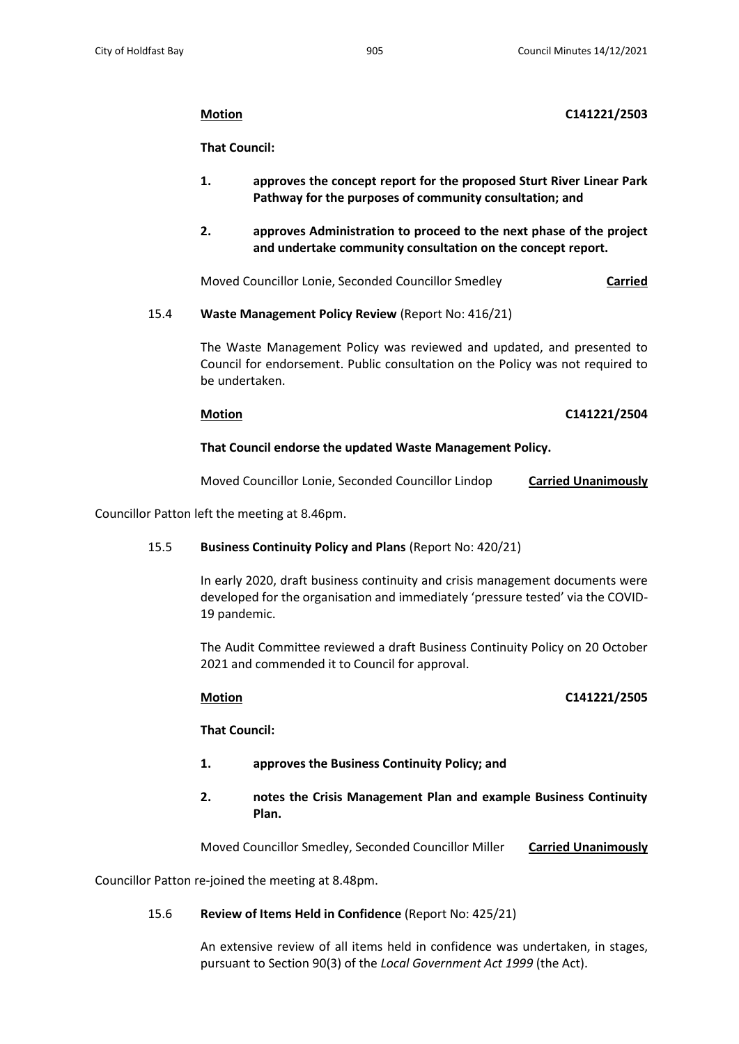**Motion** **C141221/2503**

**That Council:**

1. **approves the concept report for the proposed Sturt River Linear Park Pathway for the purposes of community consultation; and**

2. **approves Administration to proceed to the next phase of the project and undertake community consultation on the concept report.**

Moved Councillor Lonie, Seconded Councillor Smedley **Carried**

15.4 **Waste Management Policy Review** (Report No: 416/21)

The Waste Management Policy was reviewed and updated, and presented to Council for endorsement. Public consultation on the Policy was not required to be undertaken.

**Motion** **C141221/2504**

**That Council endorse the updated Waste Management Policy.**

Moved Councillor Lonie, Seconded Councillor Lindop **Carried Unanimously**

Councillor Patton left the meeting at 8.46pm.

15.5 **Business Continuity Policy and Plans** (Report No: 420/21)

In early 2020, draft business continuity and crisis management documents were developed for the organisation and immediately 'pressure tested' via the COVID-19 pandemic.

The Audit Committee reviewed a draft Business Continuity Policy on 20 October 2021 and commended it to Council for approval.

**Motion** **C141221/2505**

**That Council:**

1. **approves the Business Continuity Policy; and**

2. **notes the Crisis Management Plan and example Business Continuity Plan.**

Moved Councillor Smedley, Seconded Councillor Miller **Carried Unanimously**

Councillor Patton re-joined the meeting at 8.48pm.

15.6 **Review of Items Held in Confidence** (Report No: 425/21)

An extensive review of all items held in confidence was undertaken, in stages, pursuant to Section 90(3) of the *Local Government Act 1999* (the Act).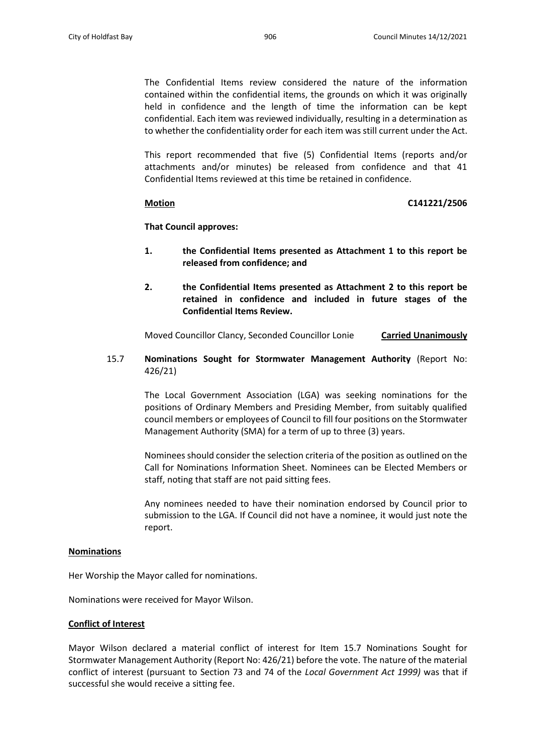The Confidential Items review considered the nature of the information contained within the confidential items, the grounds on which it was originally held in confidence and the length of time the information can be kept confidential. Each item was reviewed individually, resulting in a determination as to whether the confidentiality order for each item was still current under the Act.

This report recommended that five (5) Confidential Items (reports and/or attachments and/or minutes) be released from confidence and that 41 Confidential Items reviewed at this time be retained in confidence.

**Motion** **C141221/2506**

**That Council approves:**

1. **the Confidential Items presented as Attachment 1 to this report be released from confidence; and**

2. **the Confidential Items presented as Attachment 2 to this report be retained in confidence and included in future stages of the Confidential Items Review.**

Moved Councillor Clancy, Seconded Councillor Lonie **Carried Unanimously**

15.7 **Nominations Sought for Stormwater Management Authority** (Report No: 426/21)

The Local Government Association (LGA) was seeking nominations for the positions of Ordinary Members and Presiding Member, from suitably qualified council members or employees of Council to fill four positions on the Stormwater Management Authority (SMA) for a term of up to three (3) years.

Nominees should consider the selection criteria of the position as outlined on the Call for Nominations Information Sheet. Nominees can be Elected Members or staff, noting that staff are not paid sitting fees.

Any nominees needed to have their nomination endorsed by Council prior to submission to the LGA. If Council did not have a nominee, it would just note the report.

**Nominations**

Her Worship the Mayor called for nominations.

Nominations were received for Mayor Wilson.

**Conflict of Interest**

Mayor Wilson declared a material conflict of interest for Item 15.7 Nominations Sought for Stormwater Management Authority (Report No: 426/21) before the vote. The nature of the material conflict of interest (pursuant to Section 73 and 74 of the *Local Government Act 1999)* was that if successful she would receive a sitting fee.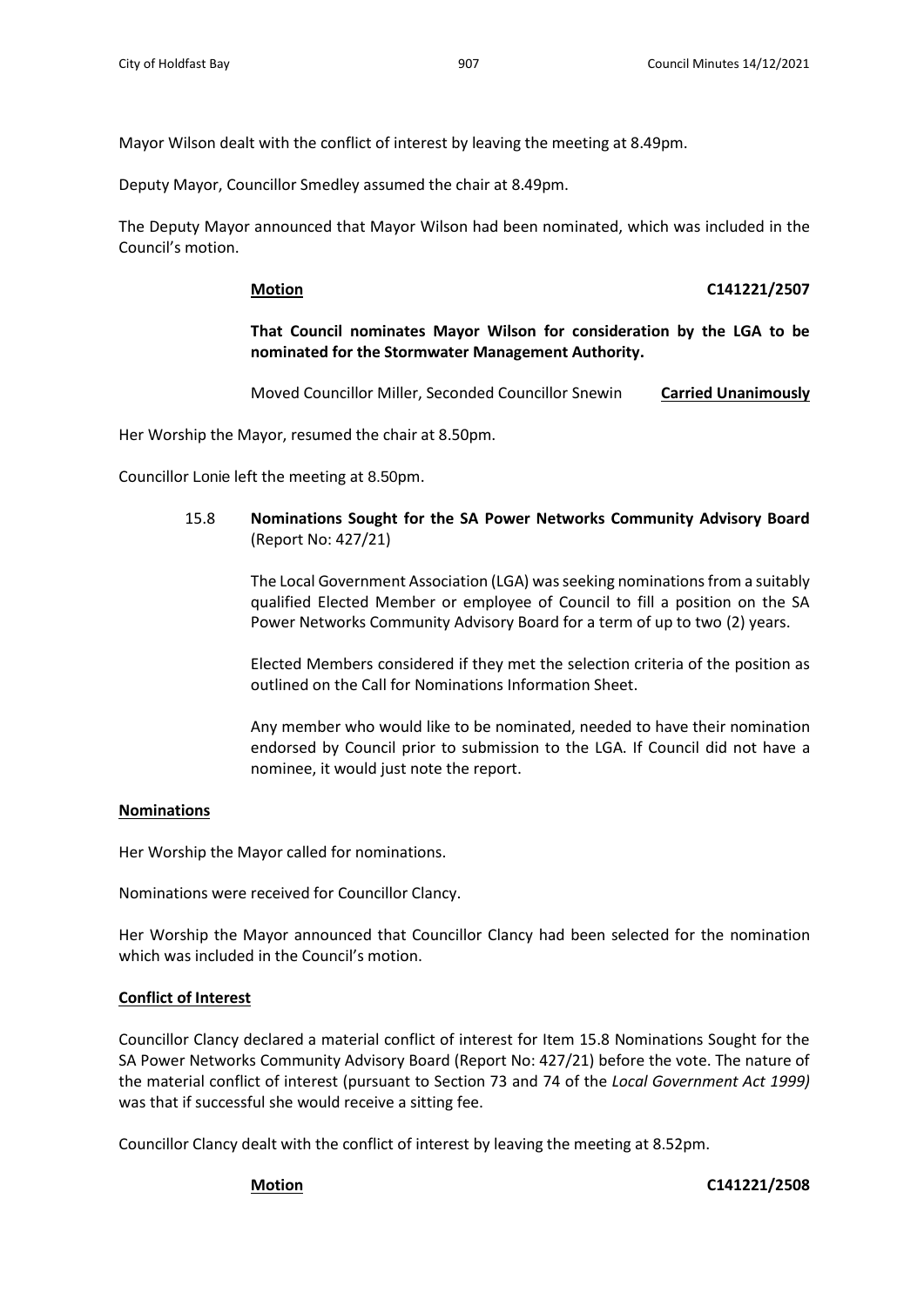Mayor Wilson dealt with the conflict of interest by leaving the meeting at 8.49pm.

Deputy Mayor, Councillor Smedley assumed the chair at 8.49pm.

The Deputy Mayor announced that Mayor Wilson had been nominated, which was included in the Council's motion.

**Motion** **C141221/2507**

**That Council nominates Mayor Wilson for consideration by the LGA to be nominated for the Stormwater Management Authority.**

Moved Councillor Miller, Seconded Councillor Snewin **Carried Unanimously**

Her Worship the Mayor, resumed the chair at 8.50pm.

Councillor Lonie left the meeting at 8.50pm.

15.8 **Nominations Sought for the SA Power Networks Community Advisory Board** (Report No: 427/21)

The Local Government Association (LGA) was seeking nominations from a suitably qualified Elected Member or employee of Council to fill a position on the SA Power Networks Community Advisory Board for a term of up to two (2) years.

Elected Members considered if they met the selection criteria of the position as outlined on the Call for Nominations Information Sheet.

Any member who would like to be nominated, needed to have their nomination endorsed by Council prior to submission to the LGA. If Council did not have a nominee, it would just note the report.

**Nominations**

Her Worship the Mayor called for nominations.

Nominations were received for Councillor Clancy.

Her Worship the Mayor announced that Councillor Clancy had been selected for the nomination which was included in the Council's motion.

**Conflict of Interest**

Councillor Clancy declared a material conflict of interest for Item 15.8 Nominations Sought for the SA Power Networks Community Advisory Board (Report No: 427/21) before the vote. The nature of the material conflict of interest (pursuant to Section 73 and 74 of the *Local Government Act 1999)* was that if successful she would receive a sitting fee.

Councillor Clancy dealt with the conflict of interest by leaving the meeting at 8.52pm.

**Motion** **C141221/2508**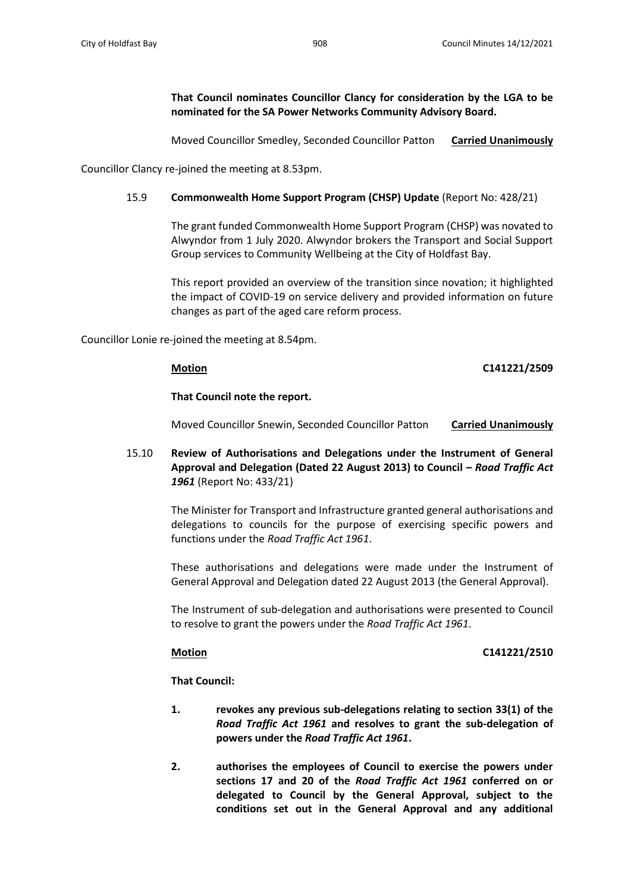**That Council nominates Councillor Clancy for consideration by the LGA to be nominated for the SA Power Networks Community Advisory Board.**

Moved Councillor Smedley, Seconded Councillor Patton **Carried Unanimously**

Councillor Clancy re-joined the meeting at 8.53pm.

15.9 **Commonwealth Home Support Program (CHSP) Update** (Report No: 428/21)

The grant funded Commonwealth Home Support Program (CHSP) was novated to Alwyndor from 1 July 2020. Alwyndor brokers the Transport and Social Support Group services to Community Wellbeing at the City of Holdfast Bay.

This report provided an overview of the transition since novation; it highlighted the impact of COVID-19 on service delivery and provided information on future changes as part of the aged care reform process.

Councillor Lonie re-joined the meeting at 8.54pm.

**Motion** **C141221/2509**

**That Council note the report.**

Moved Councillor Snewin, Seconded Councillor Patton **Carried Unanimously**

15.10 **Review of Authorisations and Delegations under the Instrument of General Approval and Delegation (Dated 22 August 2013) to Council – *Road Traffic Act 1961*** (Report No: 433/21)

The Minister for Transport and Infrastructure granted general authorisations and delegations to councils for the purpose of exercising specific powers and functions under the *Road Traffic Act 1961*.

These authorisations and delegations were made under the Instrument of General Approval and Delegation dated 22 August 2013 (the General Approval).

The Instrument of sub-delegation and authorisations were presented to Council to resolve to grant the powers under the *Road Traffic Act 1961*.

**Motion** **C141221/2510**

**That Council:**

1. **revokes any previous sub-delegations relating to section 33(1) of the *Road Traffic Act 1961* and resolves to grant the sub-delegation of powers under the *Road Traffic Act 1961*.**

2. **authorises the employees of Council to exercise the powers under sections 17 and 20 of the *Road Traffic Act 1961* conferred on or delegated to Council by the General Approval, subject to the conditions set out in the General Approval and any additional**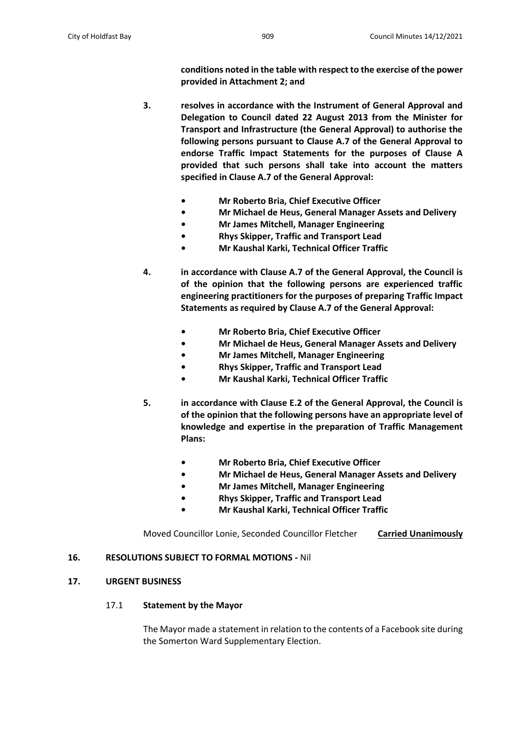**conditions noted in the table with respect to the exercise of the power provided in Attachment 2; and**

3. **resolves in accordance with the Instrument of General Approval and Delegation to Council dated 22 August 2013 from the Minister for Transport and Infrastructure (the General Approval) to authorise the following persons pursuant to Clause A.7 of the General Approval to endorse Traffic Impact Statements for the purposes of Clause A provided that such persons shall take into account the matters specified in Clause A.7 of the General Approval:**

    - **Mr Roberto Bria, Chief Executive Officer**
    - **Mr Michael de Heus, General Manager Assets and Delivery**
    - **Mr James Mitchell, Manager Engineering**
    - **Rhys Skipper, Traffic and Transport Lead**
    - **Mr Kaushal Karki, Technical Officer Traffic**

4. **in accordance with Clause A.7 of the General Approval, the Council is of the opinion that the following persons are experienced traffic engineering practitioners for the purposes of preparing Traffic Impact Statements as required by Clause A.7 of the General Approval:**

    - **Mr Roberto Bria, Chief Executive Officer**
    - **Mr Michael de Heus, General Manager Assets and Delivery**
    - **Mr James Mitchell, Manager Engineering**
    - **Rhys Skipper, Traffic and Transport Lead**
    - **Mr Kaushal Karki, Technical Officer Traffic**

5. **in accordance with Clause E.2 of the General Approval, the Council is of the opinion that the following persons have an appropriate level of knowledge and expertise in the preparation of Traffic Management Plans:**

    - **Mr Roberto Bria, Chief Executive Officer**
    - **Mr Michael de Heus, General Manager Assets and Delivery**
    - **Mr James Mitchell, Manager Engineering**
    - **Rhys Skipper, Traffic and Transport Lead**
    - **Mr Kaushal Karki, Technical Officer Traffic**

Moved Councillor Lonie, Seconded Councillor Fletcher **Carried Unanimously**

## 16. RESOLUTIONS SUBJECT TO FORMAL MOTIONS - Nil

## 17. URGENT BUSINESS

### 17.1 Statement by the Mayor

The Mayor made a statement in relation to the contents of a Facebook site during the Somerton Ward Supplementary Election.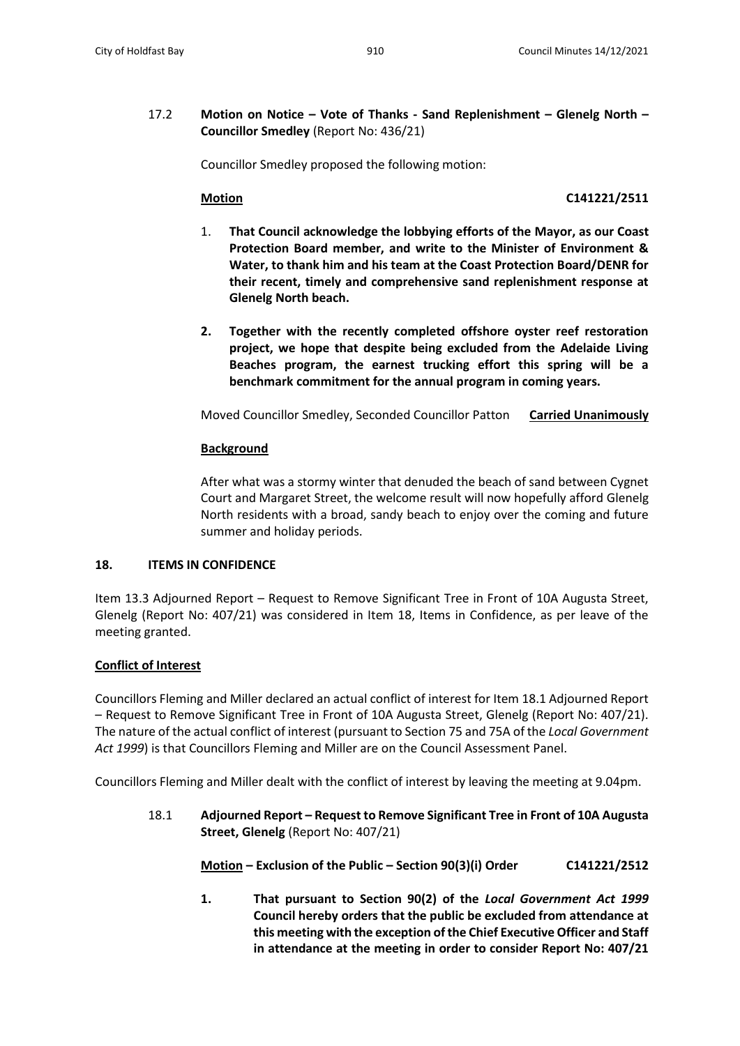17.2 **Motion on Notice – Vote of Thanks - Sand Replenishment – Glenelg North – Councillor Smedley** (Report No: 436/21)

Councillor Smedley proposed the following motion:

**Motion** **C141221/2511**

1. **That Council acknowledge the lobbying efforts of the Mayor, as our Coast Protection Board member, and write to the Minister of Environment & Water, to thank him and his team at the Coast Protection Board/DENR for their recent, timely and comprehensive sand replenishment response at Glenelg North beach.**

2. **Together with the recently completed offshore oyster reef restoration project, we hope that despite being excluded from the Adelaide Living Beaches program, the earnest trucking effort this spring will be a benchmark commitment for the annual program in coming years.**

Moved Councillor Smedley, Seconded Councillor Patton **Carried Unanimously**

**Background**

After what was a stormy winter that denuded the beach of sand between Cygnet Court and Margaret Street, the welcome result will now hopefully afford Glenelg North residents with a broad, sandy beach to enjoy over the coming and future summer and holiday periods.

## 18. ITEMS IN CONFIDENCE

Item 13.3 Adjourned Report – Request to Remove Significant Tree in Front of 10A Augusta Street, Glenelg (Report No: 407/21) was considered in Item 18, Items in Confidence, as per leave of the meeting granted.

**Conflict of Interest**

Councillors Fleming and Miller declared an actual conflict of interest for Item 18.1 Adjourned Report – Request to Remove Significant Tree in Front of 10A Augusta Street, Glenelg (Report No: 407/21). The nature of the actual conflict of interest (pursuant to Section 75 and 75A of the *Local Government Act 1999*) is that Councillors Fleming and Miller are on the Council Assessment Panel.

Councillors Fleming and Miller dealt with the conflict of interest by leaving the meeting at 9.04pm.

18.1 **Adjourned Report – Request to Remove Significant Tree in Front of 10A Augusta Street, Glenelg** (Report No: 407/21)

**Motion – Exclusion of the Public – Section 90(3)(i) Order** **C141221/2512**

1. **That pursuant to Section 90(2) of the *Local Government Act 1999* Council hereby orders that the public be excluded from attendance at this meeting with the exception of the Chief Executive Officer and Staff in attendance at the meeting in order to consider Report No: 407/21**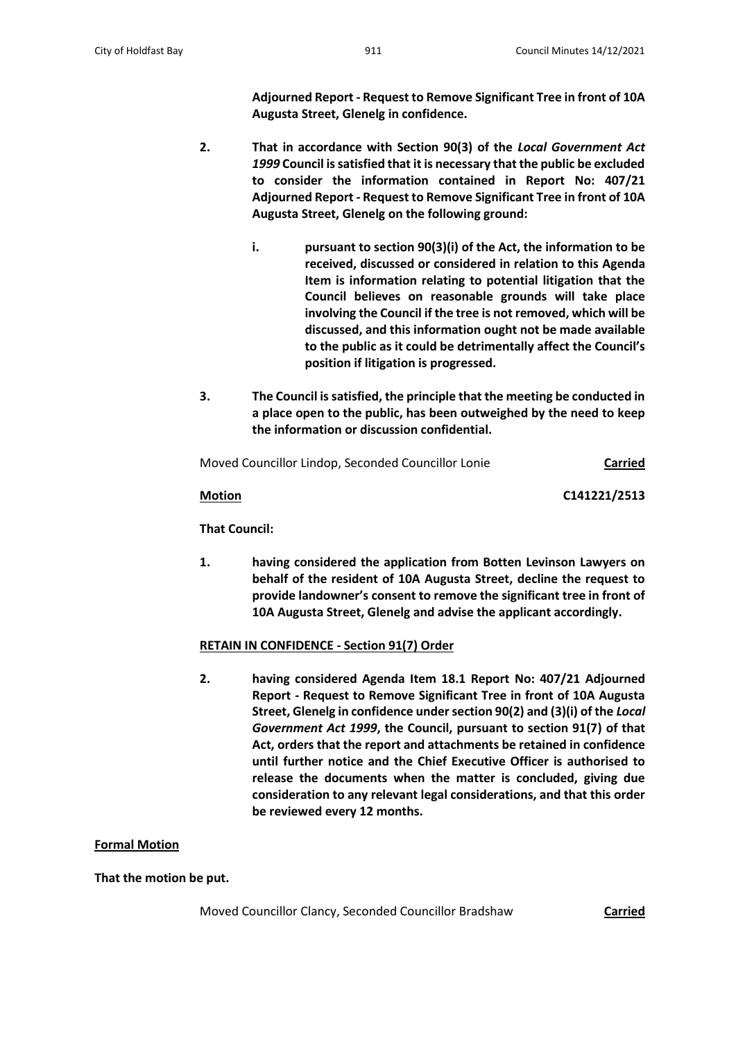**Adjourned Report - Request to Remove Significant Tree in front of 10A Augusta Street, Glenelg in confidence.**

2. **That in accordance with Section 90(3) of the *Local Government Act 1999* Council is satisfied that it is necessary that the public be excluded to consider the information contained in Report No: 407/21 Adjourned Report - Request to Remove Significant Tree in front of 10A Augusta Street, Glenelg on the following ground:**

   i. **pursuant to section 90(3)(i) of the Act, the information to be received, discussed or considered in relation to this Agenda Item is information relating to potential litigation that the Council believes on reasonable grounds will take place involving the Council if the tree is not removed, which will be discussed, and this information ought not be made available to the public as it could be detrimentally affect the Council's position if litigation is progressed.**

3. **The Council is satisfied, the principle that the meeting be conducted in a place open to the public, has been outweighed by the need to keep the information or discussion confidential.**

Moved Councillor Lindop, Seconded Councillor Lonie **Carried**

**Motion** **C141221/2513**

**That Council:**

1. **having considered the application from Botten Levinson Lawyers on behalf of the resident of 10A Augusta Street, decline the request to provide landowner's consent to remove the significant tree in front of 10A Augusta Street, Glenelg and advise the applicant accordingly.**

**RETAIN IN CONFIDENCE - Section 91(7) Order**

2. **having considered Agenda Item 18.1 Report No: 407/21 Adjourned Report - Request to Remove Significant Tree in front of 10A Augusta Street, Glenelg in confidence under section 90(2) and (3)(i) of the *Local Government Act 1999*, the Council, pursuant to section 91(7) of that Act, orders that the report and attachments be retained in confidence until further notice and the Chief Executive Officer is authorised to release the documents when the matter is concluded, giving due consideration to any relevant legal considerations, and that this order be reviewed every 12 months.**

**Formal Motion**

**That the motion be put.**

Moved Councillor Clancy, Seconded Councillor Bradshaw **Carried**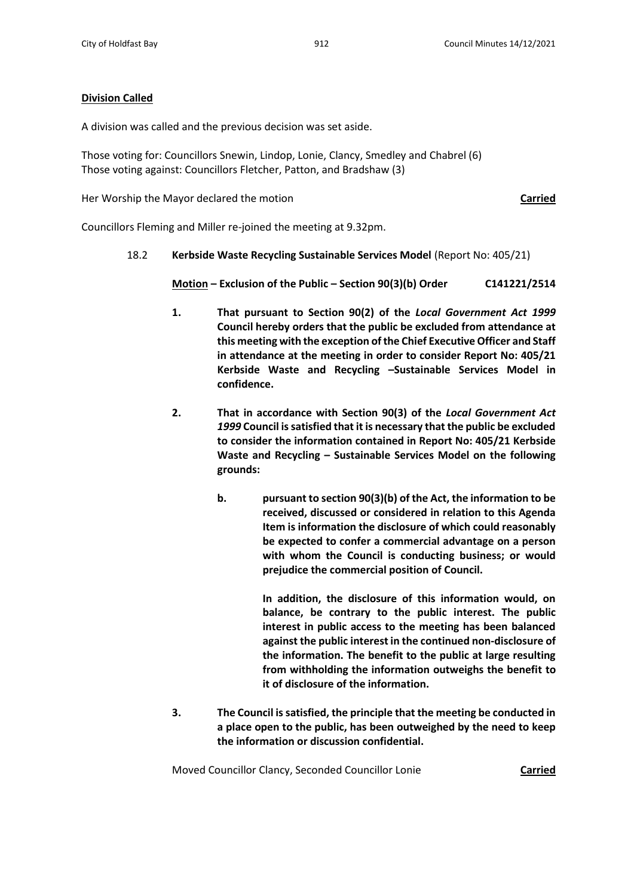**Division Called**

A division was called and the previous decision was set aside.

Those voting for: Councillors Snewin, Lindop, Lonie, Clancy, Smedley and Chabrel (6)
Those voting against: Councillors Fletcher, Patton, and Bradshaw (3)

Her Worship the Mayor declared the motion **Carried**

Councillors Fleming and Miller re-joined the meeting at 9.32pm.

18.2 **Kerbside Waste Recycling Sustainable Services Model** (Report No: 405/21)

**Motion – Exclusion of the Public – Section 90(3)(b) Order C141221/2514**

1. **That pursuant to Section 90(2) of the *Local Government Act 1999* Council hereby orders that the public be excluded from attendance at this meeting with the exception of the Chief Executive Officer and Staff in attendance at the meeting in order to consider Report No: 405/21 Kerbside Waste and Recycling –Sustainable Services Model in confidence.**

2. **That in accordance with Section 90(3) of the *Local Government Act 1999* Council is satisfied that it is necessary that the public be excluded to consider the information contained in Report No: 405/21 Kerbside Waste and Recycling – Sustainable Services Model on the following grounds:**

   b. **pursuant to section 90(3)(b) of the Act, the information to be received, discussed or considered in relation to this Agenda Item is information the disclosure of which could reasonably be expected to confer a commercial advantage on a person with whom the Council is conducting business; or would prejudice the commercial position of Council.**

      **In addition, the disclosure of this information would, on balance, be contrary to the public interest. The public interest in public access to the meeting has been balanced against the public interest in the continued non-disclosure of the information. The benefit to the public at large resulting from withholding the information outweighs the benefit to it of disclosure of the information.**

3. **The Council is satisfied, the principle that the meeting be conducted in a place open to the public, has been outweighed by the need to keep the information or discussion confidential.**

Moved Councillor Clancy, Seconded Councillor Lonie **Carried**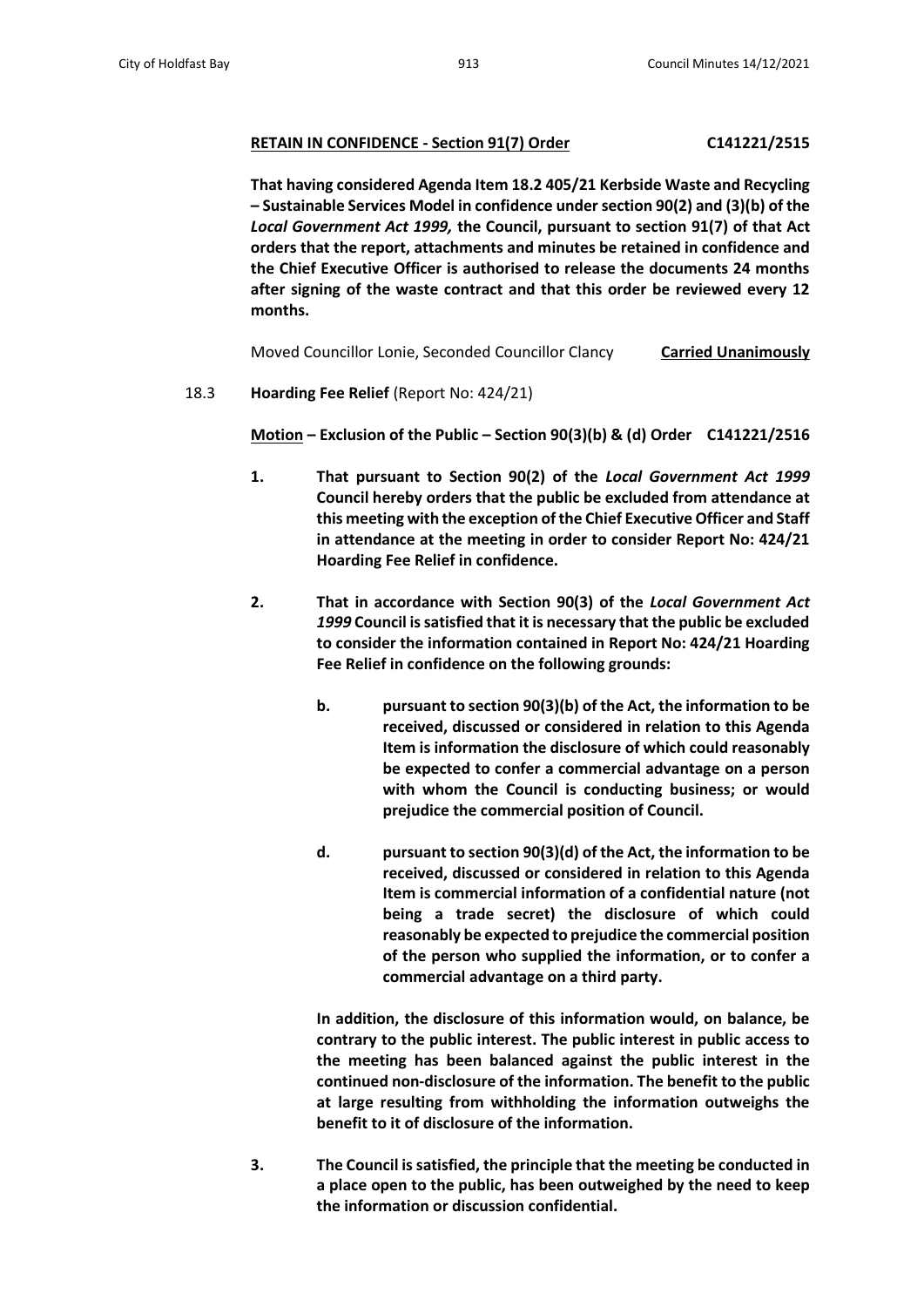**RETAIN IN CONFIDENCE - Section 91(7) Order C141221/2515**

**That having considered Agenda Item 18.2 405/21 Kerbside Waste and Recycling – Sustainable Services Model in confidence under section 90(2) and (3)(b) of the *Local Government Act 1999,* the Council, pursuant to section 91(7) of that Act orders that the report, attachments and minutes be retained in confidence and the Chief Executive Officer is authorised to release the documents 24 months after signing of the waste contract and that this order be reviewed every 12 months.**

Moved Councillor Lonie, Seconded Councillor Clancy **Carried Unanimously**

18.3 **Hoarding Fee Relief** (Report No: 424/21)

**Motion – Exclusion of the Public – Section 90(3)(b) & (d) Order C141221/2516**

**1. That pursuant to Section 90(2) of the *Local Government Act 1999* Council hereby orders that the public be excluded from attendance at this meeting with the exception of the Chief Executive Officer and Staff in attendance at the meeting in order to consider Report No: 424/21 Hoarding Fee Relief in confidence.**

**2. That in accordance with Section 90(3) of the *Local Government Act 1999* Council is satisfied that it is necessary that the public be excluded to consider the information contained in Report No: 424/21 Hoarding Fee Relief in confidence on the following grounds:**

**b. pursuant to section 90(3)(b) of the Act, the information to be received, discussed or considered in relation to this Agenda Item is information the disclosure of which could reasonably be expected to confer a commercial advantage on a person with whom the Council is conducting business; or would prejudice the commercial position of Council.**

**d. pursuant to section 90(3)(d) of the Act, the information to be received, discussed or considered in relation to this Agenda Item is commercial information of a confidential nature (not being a trade secret) the disclosure of which could reasonably be expected to prejudice the commercial position of the person who supplied the information, or to confer a commercial advantage on a third party.**

**In addition, the disclosure of this information would, on balance, be contrary to the public interest. The public interest in public access to the meeting has been balanced against the public interest in the continued non-disclosure of the information. The benefit to the public at large resulting from withholding the information outweighs the benefit to it of disclosure of the information.**

**3. The Council is satisfied, the principle that the meeting be conducted in a place open to the public, has been outweighed by the need to keep the information or discussion confidential.**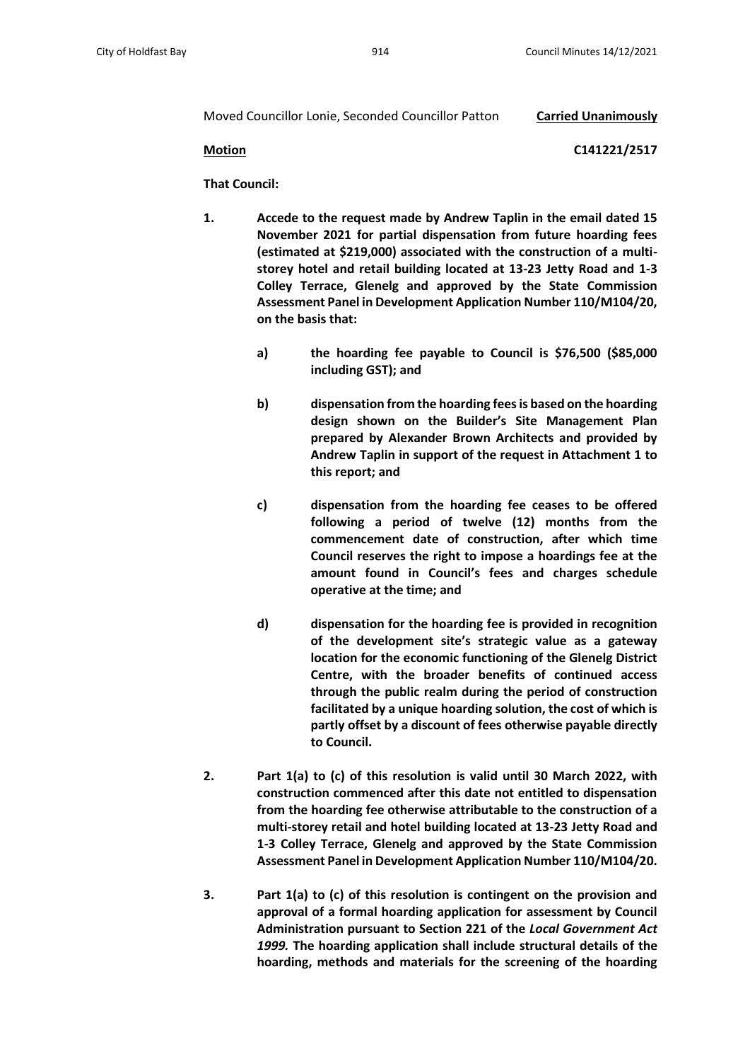Moved Councillor Lonie, Seconded Councillor Patton **Carried Unanimously**

**Motion** **C141221/2517**

**That Council:**

1. **Accede to the request made by Andrew Taplin in the email dated 15 November 2021 for partial dispensation from future hoarding fees (estimated at $219,000) associated with the construction of a multi-storey hotel and retail building located at 13-23 Jetty Road and 1-3 Colley Terrace, Glenelg and approved by the State Commission Assessment Panel in Development Application Number 110/M104/20, on the basis that:**

   a) **the hoarding fee payable to Council is $76,500 ($85,000 including GST); and**

   b) **dispensation from the hoarding fees is based on the hoarding design shown on the Builder's Site Management Plan prepared by Alexander Brown Architects and provided by Andrew Taplin in support of the request in Attachment 1 to this report; and**

   c) **dispensation from the hoarding fee ceases to be offered following a period of twelve (12) months from the commencement date of construction, after which time Council reserves the right to impose a hoardings fee at the amount found in Council's fees and charges schedule operative at the time; and**

   d) **dispensation for the hoarding fee is provided in recognition of the development site's strategic value as a gateway location for the economic functioning of the Glenelg District Centre, with the broader benefits of continued access through the public realm during the period of construction facilitated by a unique hoarding solution, the cost of which is partly offset by a discount of fees otherwise payable directly to Council.**

2. **Part 1(a) to (c) of this resolution is valid until 30 March 2022, with construction commenced after this date not entitled to dispensation from the hoarding fee otherwise attributable to the construction of a multi-storey retail and hotel building located at 13-23 Jetty Road and 1-3 Colley Terrace, Glenelg and approved by the State Commission Assessment Panel in Development Application Number 110/M104/20.**

3. **Part 1(a) to (c) of this resolution is contingent on the provision and approval of a formal hoarding application for assessment by Council Administration pursuant to Section 221 of the *Local Government Act 1999.* The hoarding application shall include structural details of the hoarding, methods and materials for the screening of the hoarding**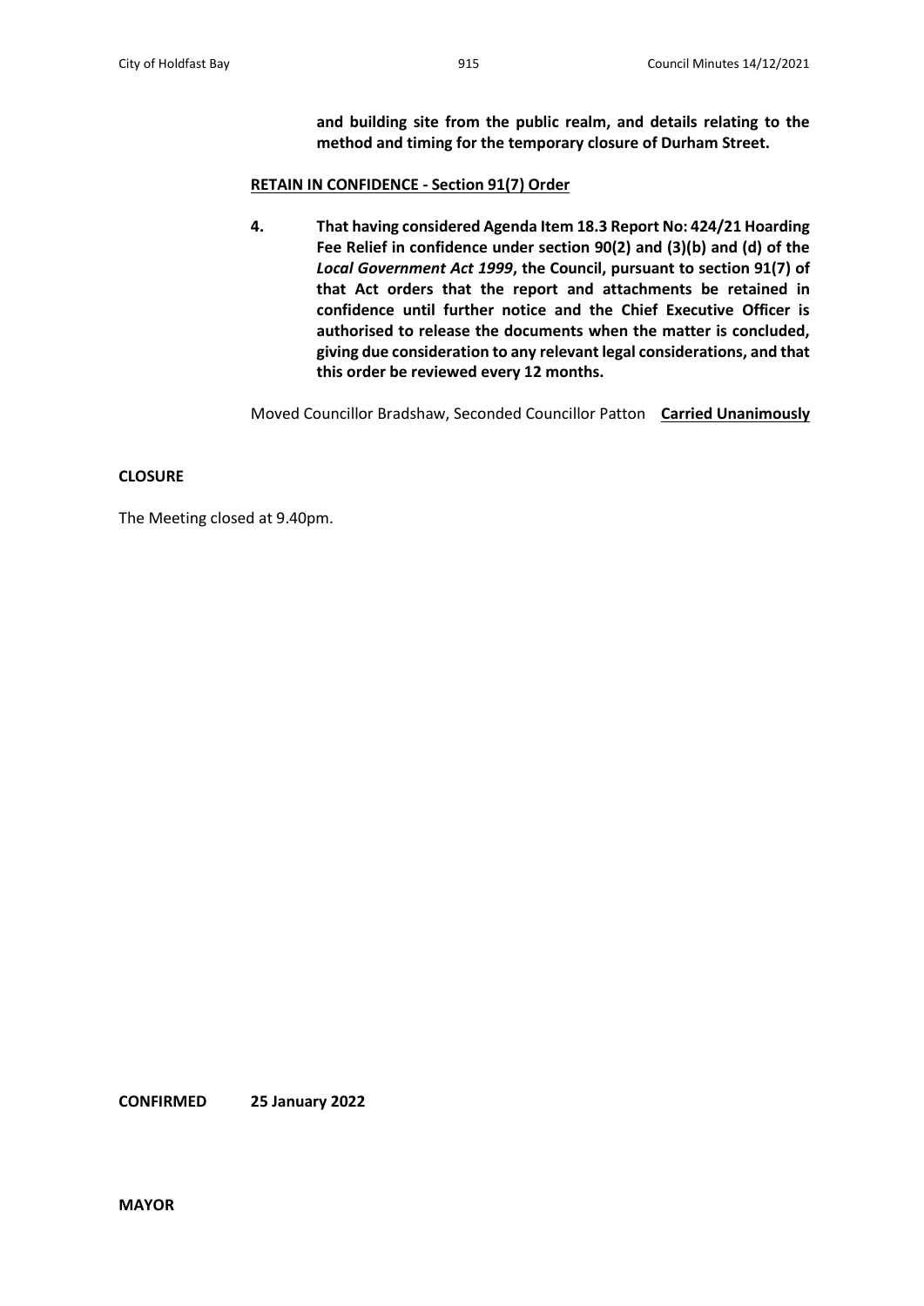**and building site from the public realm, and details relating to the method and timing for the temporary closure of Durham Street.**

**RETAIN IN CONFIDENCE - Section 91(7) Order**

**4. That having considered Agenda Item 18.3 Report No: 424/21 Hoarding Fee Relief in confidence under section 90(2) and (3)(b) and (d) of the *Local Government Act 1999*, the Council, pursuant to section 91(7) of that Act orders that the report and attachments be retained in confidence until further notice and the Chief Executive Officer is authorised to release the documents when the matter is concluded, giving due consideration to any relevant legal considerations, and that this order be reviewed every 12 months.**

Moved Councillor Bradshaw, Seconded Councillor Patton **Carried Unanimously**

**CLOSURE**

The Meeting closed at 9.40pm.

**CONFIRMED 25 January 2022**

**MAYOR**